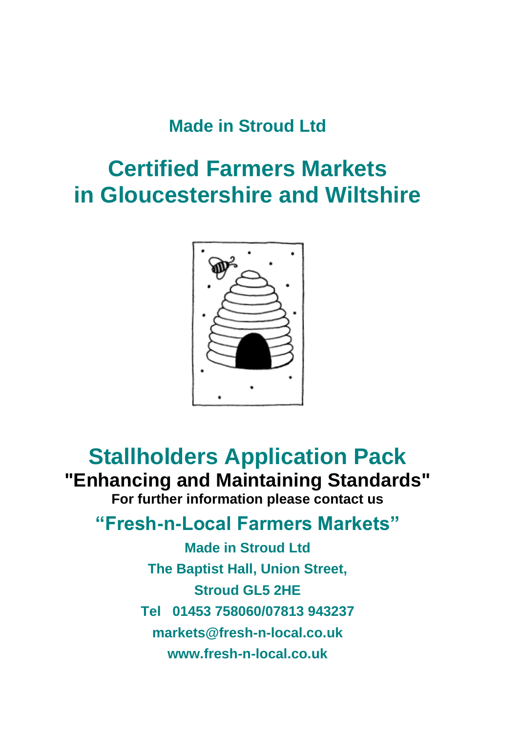## Made in Stroud Ltd

# Certified Farmers Markets in Gloucestershire and Wiltshire

# Stallholders Application Pack

## "Enhancing and Maintaining Standards"

**For further information please contact us**

## "Fresh-n-Local Farmers Markets"

**Made in Stroud Ltd**

**The Baptist Hall, Union Street,**

**Stroud GL5 2HE**

**Tel 01453 758060/07813 943237**

**markets@fresh-n-local.co.uk**

**www.fresh-n-local.co.uk**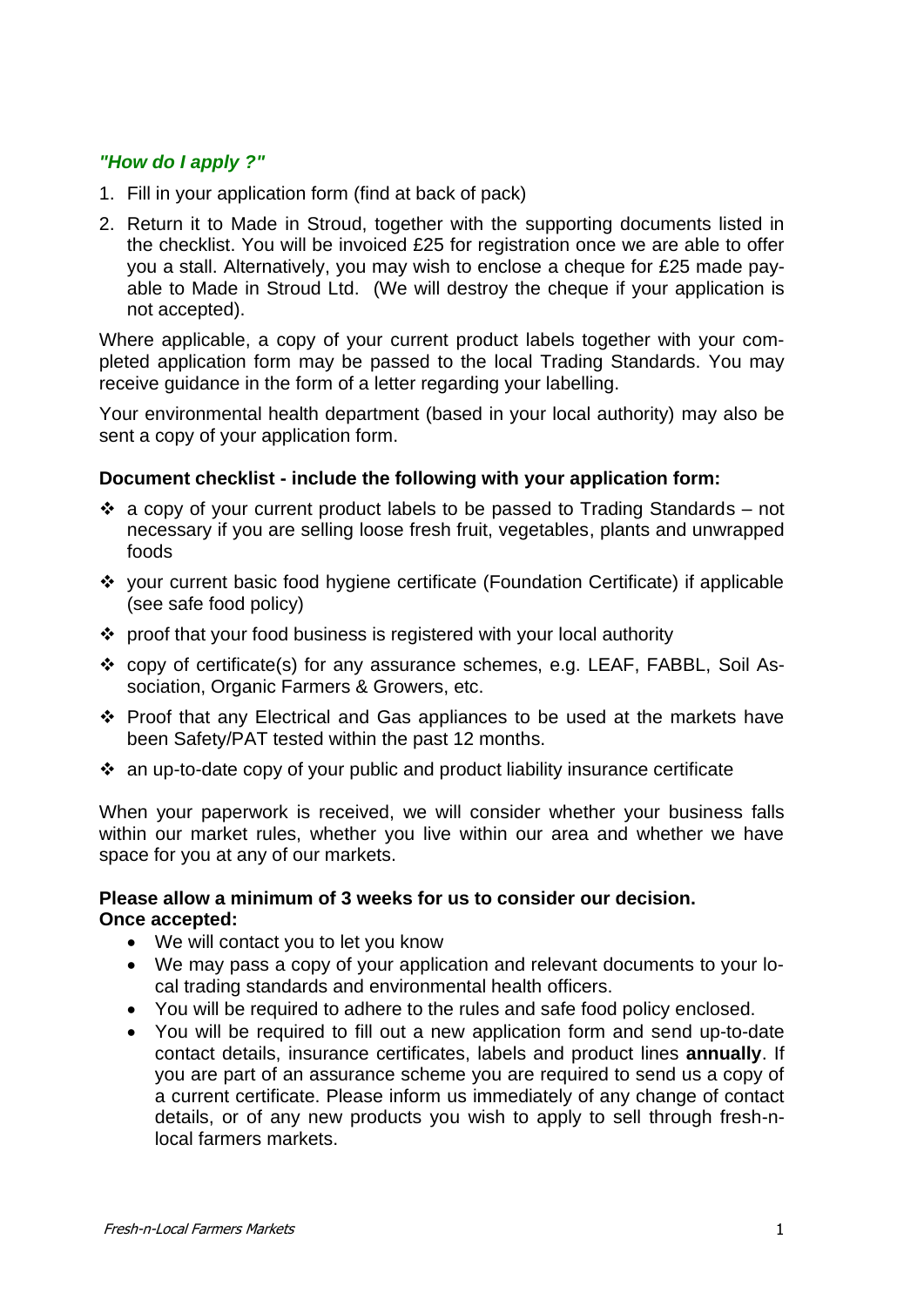## *"How do I apply ?"*

1. Fill in your application form (find at back of pack)
2. Return it to Made in Stroud, together with the supporting documents listed in the checklist. You will be invoiced £25 for registration once we are able to offer you a stall. Alternatively, you may wish to enclose a cheque for £25 made payable to Made in Stroud Ltd. (We will destroy the cheque if your application is not accepted).

Where applicable, a copy of your current product labels together with your completed application form may be passed to the local Trading Standards. You may receive guidance in the form of a letter regarding your labelling.

Your environmental health department (based in your local authority) may also be sent a copy of your application form.

**Document checklist - include the following with your application form:**

- a copy of your current product labels to be passed to Trading Standards – not necessary if you are selling loose fresh fruit, vegetables, plants and unwrapped foods
- your current basic food hygiene certificate (Foundation Certificate) if applicable (see safe food policy)
- proof that your food business is registered with your local authority
- copy of certificate(s) for any assurance schemes, e.g. LEAF, FABBL, Soil Association, Organic Farmers & Growers, etc.
- Proof that any Electrical and Gas appliances to be used at the markets have been Safety/PAT tested within the past 12 months.
- an up-to-date copy of your public and product liability insurance certificate

When your paperwork is received, we will consider whether your business falls within our market rules, whether you live within our area and whether we have space for you at any of our markets.

**Please allow a minimum of 3 weeks for us to consider our decision.**
**Once accepted:**

- We will contact you to let you know
- We may pass a copy of your application and relevant documents to your local trading standards and environmental health officers.
- You will be required to adhere to the rules and safe food policy enclosed.
- You will be required to fill out a new application form and send up-to-date contact details, insurance certificates, labels and product lines **annually**. If you are part of an assurance scheme you are required to send us a copy of a current certificate. Please inform us immediately of any change of contact details, or of any new products you wish to apply to sell through fresh-n-local farmers markets.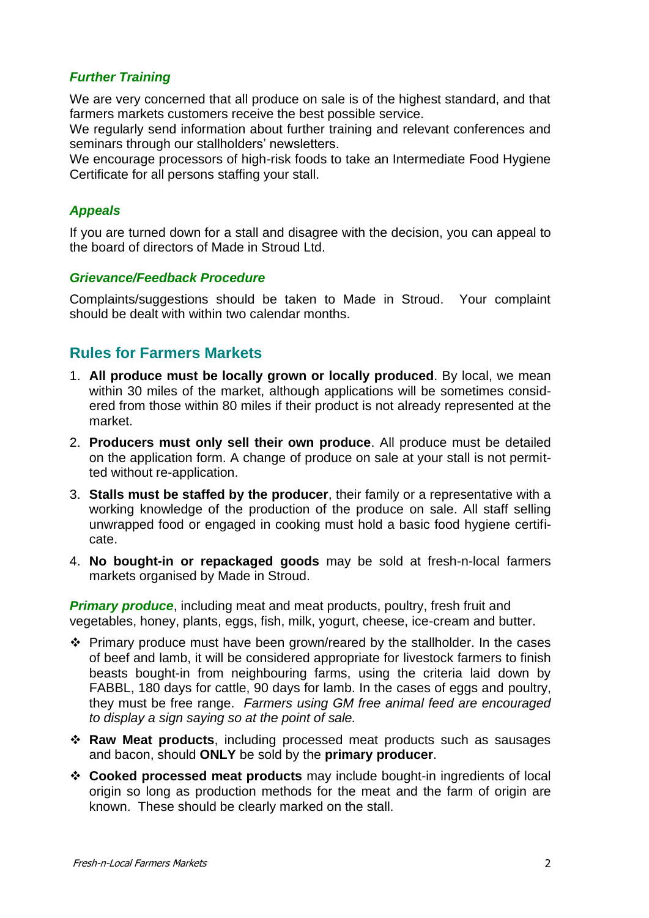### *Further Training*

We are very concerned that all produce on sale is of the highest standard, and that farmers markets customers receive the best possible service.

We regularly send information about further training and relevant conferences and seminars through our stallholders' newsletters.

We encourage processors of high-risk foods to take an Intermediate Food Hygiene Certificate for all persons staffing your stall.

### *Appeals*

If you are turned down for a stall and disagree with the decision, you can appeal to the board of directors of Made in Stroud Ltd.

### *Grievance/Feedback Procedure*

Complaints/suggestions should be taken to Made in Stroud. Your complaint should be dealt with within two calendar months.

## Rules for Farmers Markets

1. **All produce must be locally grown or locally produced**. By local, we mean within 30 miles of the market, although applications will be sometimes considered from those within 80 miles if their product is not already represented at the market.
2. **Producers must only sell their own produce**. All produce must be detailed on the application form. A change of produce on sale at your stall is not permitted without re-application.
3. **Stalls must be staffed by the producer**, their family or a representative with a working knowledge of the production of the produce on sale. All staff selling unwrapped food or engaged in cooking must hold a basic food hygiene certificate.
4. **No bought-in or repackaged goods** may be sold at fresh-n-local farmers markets organised by Made in Stroud.

***Primary produce***, including meat and meat products, poultry, fresh fruit and vegetables, honey, plants, eggs, fish, milk, yogurt, cheese, ice-cream and butter.

- Primary produce must have been grown/reared by the stallholder. In the cases of beef and lamb, it will be considered appropriate for livestock farmers to finish beasts bought-in from neighbouring farms, using the criteria laid down by FABBL, 180 days for cattle, 90 days for lamb. In the cases of eggs and poultry, they must be free range. *Farmers using GM free animal feed are encouraged to display a sign saying so at the point of sale.*
- **Raw Meat products**, including processed meat products such as sausages and bacon, should **ONLY** be sold by the **primary producer**.
- **Cooked processed meat products** may include bought-in ingredients of local origin so long as production methods for the meat and the farm of origin are known. These should be clearly marked on the stall.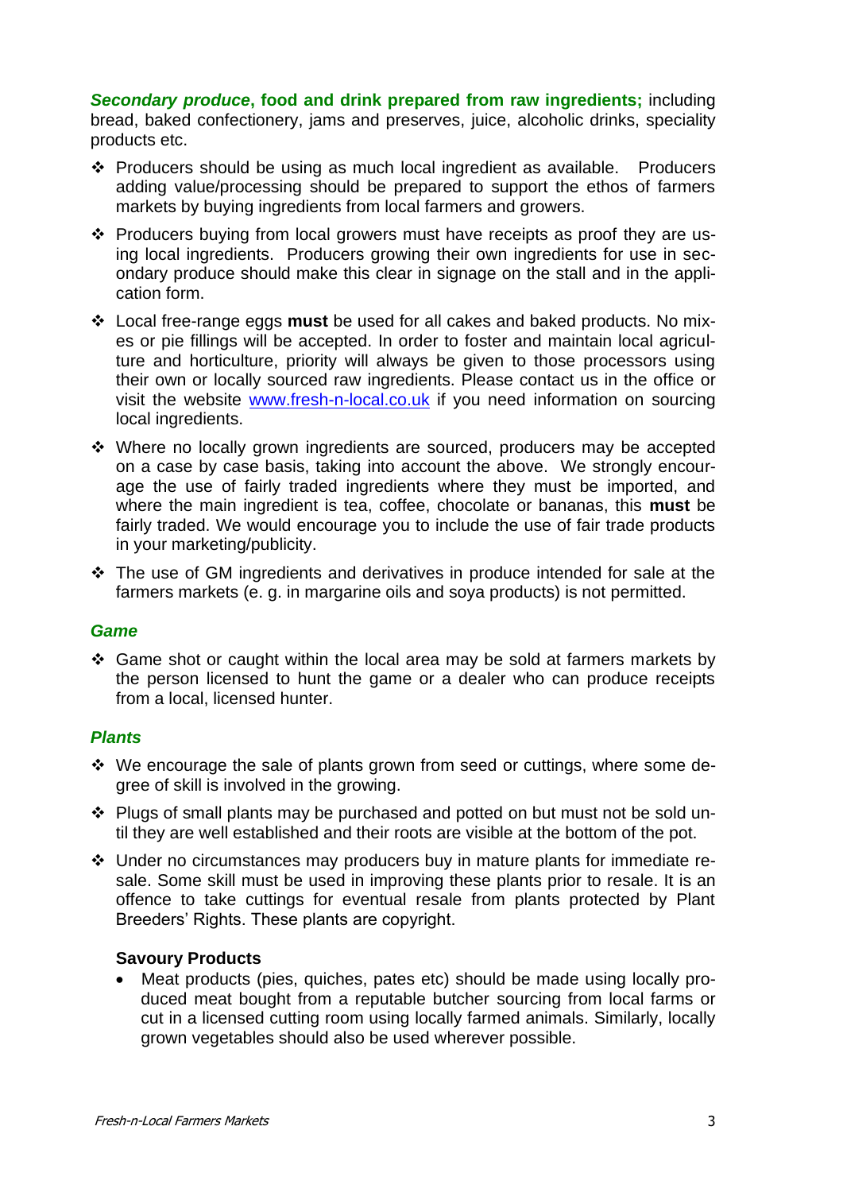***Secondary produce*, food and drink prepared from raw ingredients;** including bread, baked confectionery, jams and preserves, juice, alcoholic drinks, speciality products etc.

- Producers should be using as much local ingredient as available. Producers adding value/processing should be prepared to support the ethos of farmers markets by buying ingredients from local farmers and growers.
- Producers buying from local growers must have receipts as proof they are using local ingredients. Producers growing their own ingredients for use in secondary produce should make this clear in signage on the stall and in the application form.
- Local free-range eggs **must** be used for all cakes and baked products. No mixes or pie fillings will be accepted. In order to foster and maintain local agriculture and horticulture, priority will always be given to those processors using their own or locally sourced raw ingredients. Please contact us in the office or visit the website [www.fresh-n-local.co.uk](http://www.fresh-n-local.co.uk) if you need information on sourcing local ingredients.
- Where no locally grown ingredients are sourced, producers may be accepted on a case by case basis, taking into account the above. We strongly encourage the use of fairly traded ingredients where they must be imported, and where the main ingredient is tea, coffee, chocolate or bananas, this **must** be fairly traded. We would encourage you to include the use of fair trade products in your marketing/publicity.
- The use of GM ingredients and derivatives in produce intended for sale at the farmers markets (e. g. in margarine oils and soya products) is not permitted.

### *Game*

- Game shot or caught within the local area may be sold at farmers markets by the person licensed to hunt the game or a dealer who can produce receipts from a local, licensed hunter.

### *Plants*

- We encourage the sale of plants grown from seed or cuttings, where some degree of skill is involved in the growing.
- Plugs of small plants may be purchased and potted on but must not be sold until they are well established and their roots are visible at the bottom of the pot.
- Under no circumstances may producers buy in mature plants for immediate resale. Some skill must be used in improving these plants prior to resale. It is an offence to take cuttings for eventual resale from plants protected by Plant Breeders' Rights. These plants are copyright.

#### Savoury Products

- Meat products (pies, quiches, pates etc) should be made using locally produced meat bought from a reputable butcher sourcing from local farms or cut in a licensed cutting room using locally farmed animals. Similarly, locally grown vegetables should also be used wherever possible.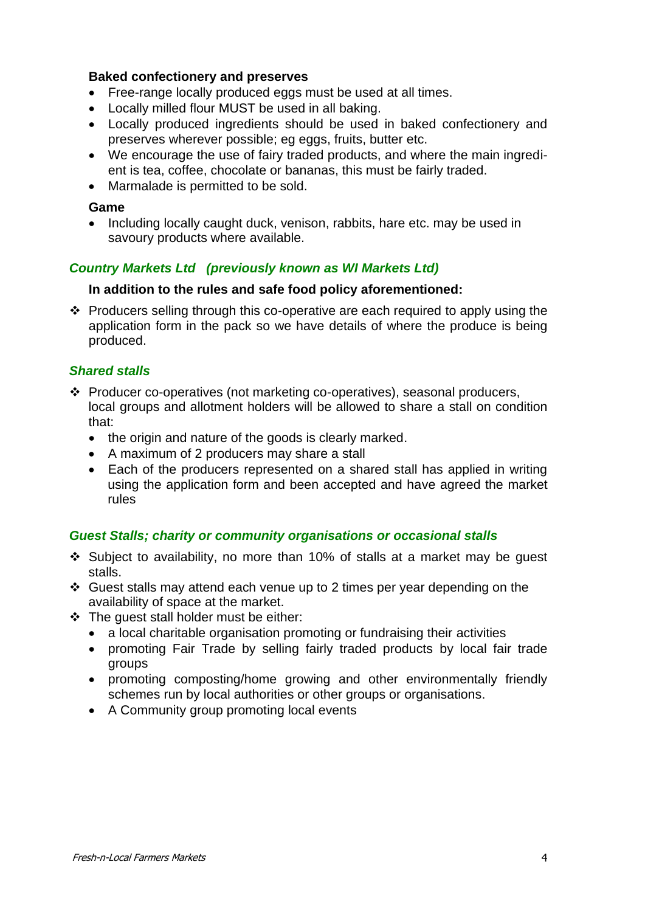**Baked confectionery and preserves**

- Free-range locally produced eggs must be used at all times.
- Locally milled flour MUST be used in all baking.
- Locally produced ingredients should be used in baked confectionery and preserves wherever possible; eg eggs, fruits, butter etc.
- We encourage the use of fairy traded products, and where the main ingredient is tea, coffee, chocolate or bananas, this must be fairly traded.
- Marmalade is permitted to be sold.

**Game**

- Including locally caught duck, venison, rabbits, hare etc. may be used in savoury products where available.

### *Country Markets Ltd (previously known as WI Markets Ltd)*

**In addition to the rules and safe food policy aforementioned:**

- Producers selling through this co-operative are each required to apply using the application form in the pack so we have details of where the produce is being produced.

### *Shared stalls*

- Producer co-operatives (not marketing co-operatives), seasonal producers, local groups and allotment holders will be allowed to share a stall on condition that:
  - the origin and nature of the goods is clearly marked.
  - A maximum of 2 producers may share a stall
  - Each of the producers represented on a shared stall has applied in writing using the application form and been accepted and have agreed the market rules

### *Guest Stalls; charity or community organisations or occasional stalls*

- Subject to availability, no more than 10% of stalls at a market may be guest stalls.
- Guest stalls may attend each venue up to 2 times per year depending on the availability of space at the market.
- The guest stall holder must be either:
  - a local charitable organisation promoting or fundraising their activities
  - promoting Fair Trade by selling fairly traded products by local fair trade groups
  - promoting composting/home growing and other environmentally friendly schemes run by local authorities or other groups or organisations.
  - A Community group promoting local events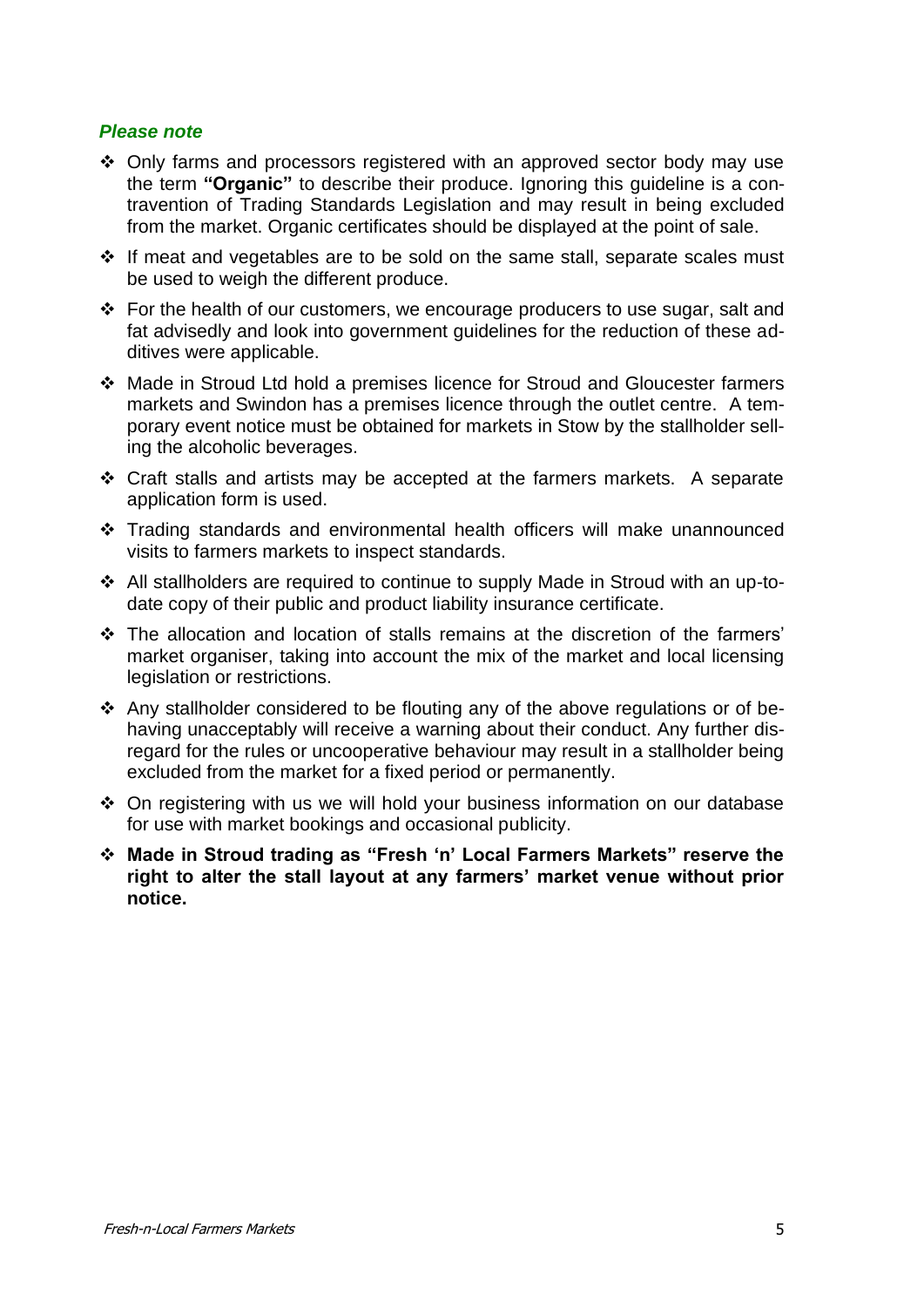***Please note***

- Only farms and processors registered with an approved sector body may use the term **"Organic"** to describe their produce. Ignoring this guideline is a contravention of Trading Standards Legislation and may result in being excluded from the market. Organic certificates should be displayed at the point of sale.
- If meat and vegetables are to be sold on the same stall, separate scales must be used to weigh the different produce.
- For the health of our customers, we encourage producers to use sugar, salt and fat advisedly and look into government guidelines for the reduction of these additives were applicable.
- Made in Stroud Ltd hold a premises licence for Stroud and Gloucester farmers markets and Swindon has a premises licence through the outlet centre. A temporary event notice must be obtained for markets in Stow by the stallholder selling the alcoholic beverages.
- Craft stalls and artists may be accepted at the farmers markets. A separate application form is used.
- Trading standards and environmental health officers will make unannounced visits to farmers markets to inspect standards.
- All stallholders are required to continue to supply Made in Stroud with an up-to-date copy of their public and product liability insurance certificate.
- The allocation and location of stalls remains at the discretion of the farmers' market organiser, taking into account the mix of the market and local licensing legislation or restrictions.
- Any stallholder considered to be flouting any of the above regulations or of behaving unacceptably will receive a warning about their conduct. Any further disregard for the rules or uncooperative behaviour may result in a stallholder being excluded from the market for a fixed period or permanently.
- On registering with us we will hold your business information on our database for use with market bookings and occasional publicity.
- **Made in Stroud trading as "Fresh 'n' Local Farmers Markets" reserve the right to alter the stall layout at any farmers' market venue without prior notice.**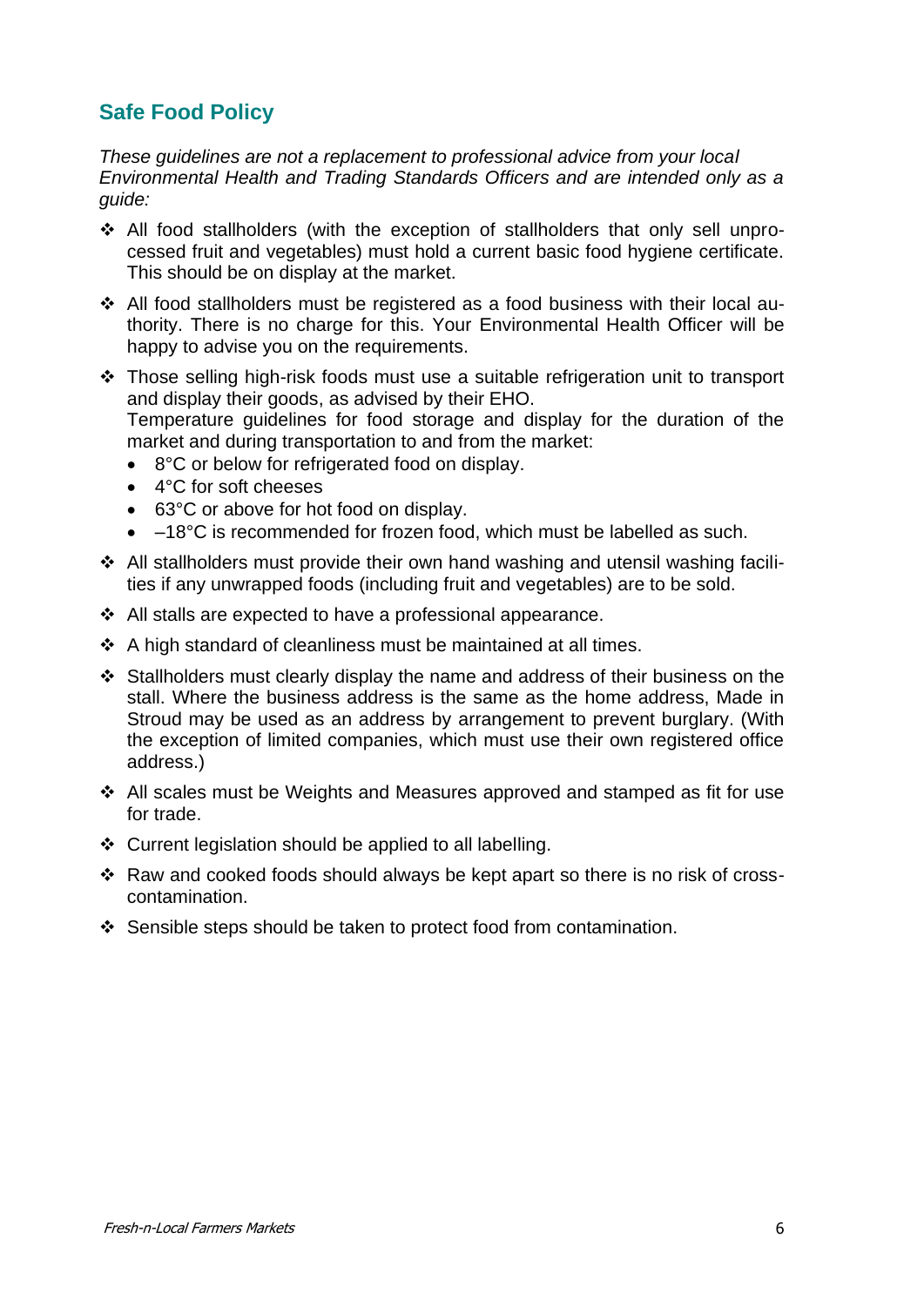## Safe Food Policy

*These guidelines are not a replacement to professional advice from your local Environmental Health and Trading Standards Officers and are intended only as a guide:*

- All food stallholders (with the exception of stallholders that only sell unprocessed fruit and vegetables) must hold a current basic food hygiene certificate. This should be on display at the market.
- All food stallholders must be registered as a food business with their local authority. There is no charge for this. Your Environmental Health Officer will be happy to advise you on the requirements.
- Those selling high-risk foods must use a suitable refrigeration unit to transport and display their goods, as advised by their EHO.
  Temperature guidelines for food storage and display for the duration of the market and during transportation to and from the market:
  - 8°C or below for refrigerated food on display.
  - 4°C for soft cheeses
  - 63°C or above for hot food on display.
  - –18°C is recommended for frozen food, which must be labelled as such.
- All stallholders must provide their own hand washing and utensil washing facilities if any unwrapped foods (including fruit and vegetables) are to be sold.
- All stalls are expected to have a professional appearance.
- A high standard of cleanliness must be maintained at all times.
- Stallholders must clearly display the name and address of their business on the stall. Where the business address is the same as the home address, Made in Stroud may be used as an address by arrangement to prevent burglary. (With the exception of limited companies, which must use their own registered office address.)
- All scales must be Weights and Measures approved and stamped as fit for use for trade.
- Current legislation should be applied to all labelling.
- Raw and cooked foods should always be kept apart so there is no risk of cross-contamination.
- Sensible steps should be taken to protect food from contamination.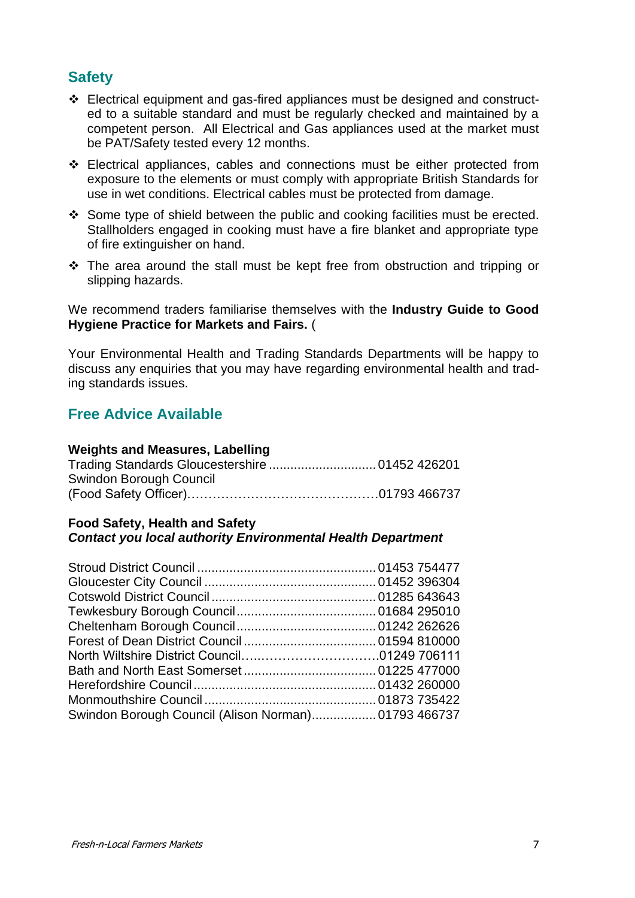## Safety

- ❖ Electrical equipment and gas-fired appliances must be designed and constructed to a suitable standard and must be regularly checked and maintained by a competent person. All Electrical and Gas appliances used at the market must be PAT/Safety tested every 12 months.
- ❖ Electrical appliances, cables and connections must be either protected from exposure to the elements or must comply with appropriate British Standards for use in wet conditions. Electrical cables must be protected from damage.
- ❖ Some type of shield between the public and cooking facilities must be erected. Stallholders engaged in cooking must have a fire blanket and appropriate type of fire extinguisher on hand.
- ❖ The area around the stall must be kept free from obstruction and tripping or slipping hazards.

We recommend traders familiarise themselves with the **Industry Guide to Good Hygiene Practice for Markets and Fairs.** (

Your Environmental Health and Trading Standards Departments will be happy to discuss any enquiries that you may have regarding environmental health and trading standards issues.

## Free Advice Available

**Weights and Measures, Labelling**

Trading Standards Gloucestershire .............................. 01452 426201
Swindon Borough Council
(Food Safety Officer)……………………………………..01793 466737

**Food Safety, Health and Safety**
***Contact you local authority Environmental Health Department***

Stroud District Council .................................................. 01453 754477
Gloucester City Council ................................................ 01452 396304
Cotswold District Council .............................................. 01285 643643
Tewkesbury Borough Council ....................................... 01684 295010
Cheltenham Borough Council ....................................... 01242 262626
Forest of Dean District Council ..................................... 01594 810000
North Wiltshire District Council…..………………………01249 706111
Bath and North East Somerset ..................................... 01225 477000
Herefordshire Council ................................................... 01432 260000
Monmouthshire Council ................................................ 01873 735422
Swindon Borough Council (Alison Norman).................. 01793 466737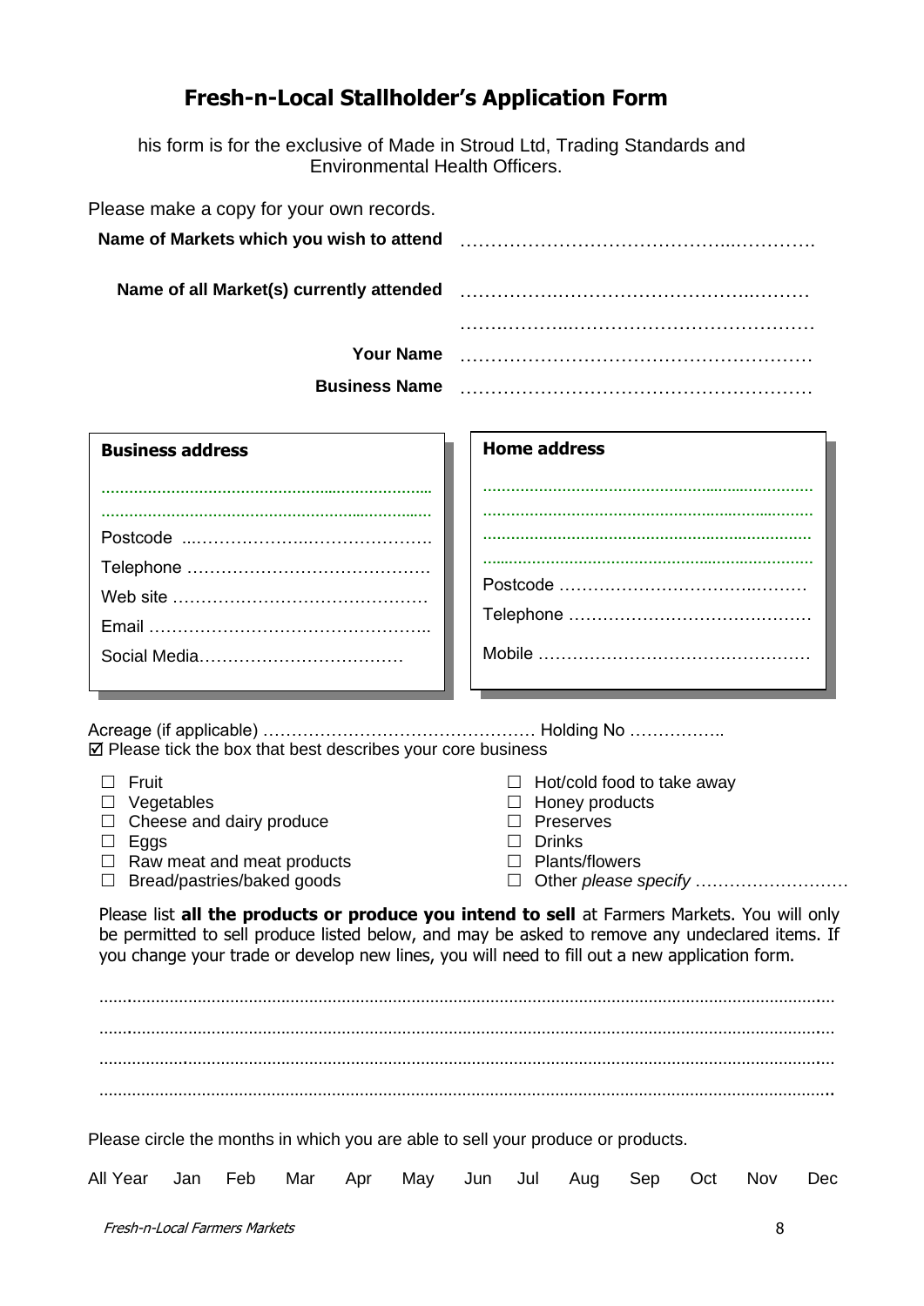# Fresh-n-Local Stallholder's Application Form

his form is for the exclusive of Made in Stroud Ltd, Trading Standards and Environmental Health Officers.

Please make a copy for your own records.

**Name of Markets which you wish to attend** …………………………………………………………

**Name of all Market(s) currently attended** …………………………………………………………

…………………………………………………………

**Your Name** …………………………………………………

**Business Name** …………………………………………………

| **Business address** | **Home address** |
|---|---|
| ……………………………………………… | ……………………………………………… |
| ……………………………………………… | ……………………………………………… |
| Postcode ………………………………… | ……………………………………………… |
| Telephone ………………………………… | ……………………………………………… |
| Web site ………………………………… | Postcode ………………………………… |
| Email ………………………………… | Telephone ………………………………… |
| Social Media……………………………… | Mobile ………………………………… |

Acreage (if applicable) ………………………………………… Holding No ……………..

☑ Please tick the box that best describes your core business

- ☐ Fruit
- ☐ Vegetables
- ☐ Cheese and dairy produce
- ☐ Eggs
- ☐ Raw meat and meat products
- ☐ Bread/pastries/baked goods
- ☐ Hot/cold food to take away
- ☐ Honey products
- ☐ Preserves
- ☐ Drinks
- ☐ Plants/flowers
- ☐ Other *please specify* ………………………

Please list **all the products or produce you intend to sell** at Farmers Markets. You will only be permitted to sell produce listed below, and may be asked to remove any undeclared items. If you change your trade or develop new lines, you will need to fill out a new application form.

……………………………………………………………………………………………………………

……………………………………………………………………………………………………………

……………………………………………………………………………………………………………

……………………………………………………………………………………………………………

Please circle the months in which you are able to sell your produce or products.

All Year Jan Feb Mar Apr May Jun Jul Aug Sep Oct Nov Dec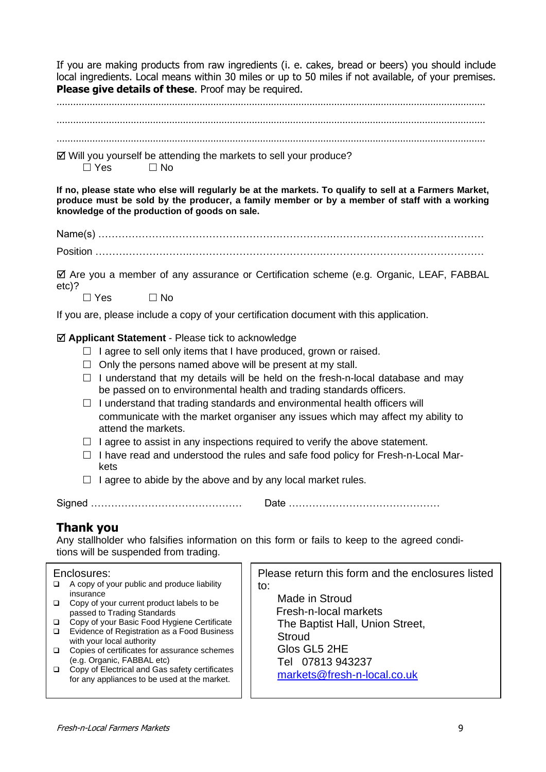If you are making products from raw ingredients (i. e. cakes, bread or beers) you should include local ingredients. Local means within 30 miles or up to 50 miles if not available, of your premises. **Please give details of these**. Proof may be required.

.......................................................................................................................................................

.......................................................................................................................................................

.......................................................................................................................................................

☑ Will you yourself be attending the markets to sell your produce?

☐ Yes ☐ No

**If no, please state who else will regularly be at the markets. To qualify to sell at a Farmers Market, produce must be sold by the producer, a family member or by a member of staff with a working knowledge of the production of goods on sale.**

Name(s) ……………………………………………………………………………………………………

Position ……………………………………………………………………………………………………

☑ Are you a member of any assurance or Certification scheme (e.g. Organic, LEAF, FABBAL etc)?

☐ Yes ☐ No

If you are, please include a copy of your certification document with this application.

☑ **Applicant Statement** - Please tick to acknowledge

- ☐ I agree to sell only items that I have produced, grown or raised.
- ☐ Only the persons named above will be present at my stall.
- ☐ I understand that my details will be held on the fresh-n-local database and may be passed on to environmental health and trading standards officers.
- ☐ I understand that trading standards and environmental health officers will communicate with the market organiser any issues which may affect my ability to attend the markets.
- ☐ I agree to assist in any inspections required to verify the above statement.
- ☐ I have read and understood the rules and safe food policy for Fresh-n-Local Markets
- ☐ I agree to abide by the above and by any local market rules.

Signed ……………………………………… Date ………………………………………

## Thank you

Any stallholder who falsifies information on this form or fails to keep to the agreed conditions will be suspended from trading.

Enclosures:

- ❑ A copy of your public and produce liability insurance
- ❑ Copy of your current product labels to be passed to Trading Standards
- ❑ Copy of your Basic Food Hygiene Certificate
- ❑ Evidence of Registration as a Food Business with your local authority
- ❑ Copies of certificates for assurance schemes (e.g. Organic, FABBAL etc)
- ❑ Copy of Electrical and Gas safety certificates for any appliances to be used at the market.

Please return this form and the enclosures listed to:

Made in Stroud
Fresh-n-local markets
The Baptist Hall, Union Street,
Stroud
Glos GL5 2HE
Tel 07813 943237
markets@fresh-n-local.co.uk